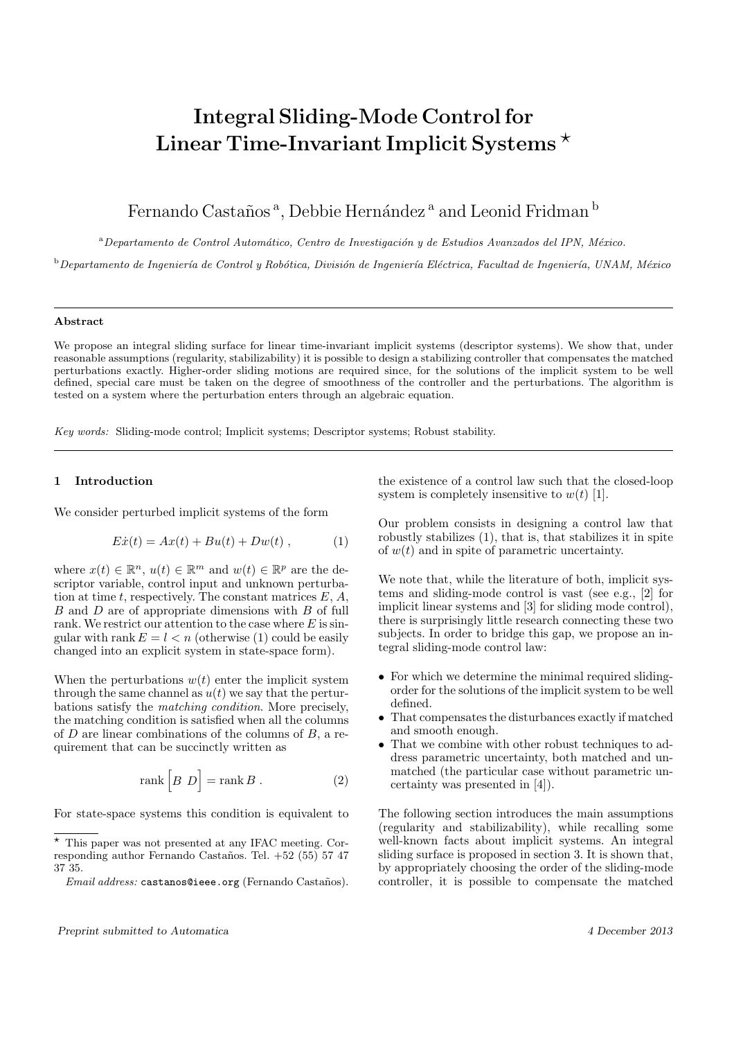# Integral Sliding-Mode Control for Linear Time-Invariant Implicit Systems ⋆

Fernando Castaños [a], Debbie Hernández [a] and Leonid Fridman [b]

[a] *Departamento de Control Automático, Centro de Investigación y de Estudios Avanzados del IPN, México.*

[b] *Departamento de Ingeniería de Control y Robótica, División de Ingeniería Eléctrica, Facultad de Ingeniería, UNAM, México*

---

**Abstract**

We propose an integral sliding surface for linear time-invariant implicit systems (descriptor systems). We show that, under reasonable assumptions (regularity, stabilizability) it is possible to design a stabilizing controller that compensates the matched perturbations exactly. Higher-order sliding motions are required since, for the solutions of the implicit system to be well defined, special care must be taken on the degree of smoothness of the controller and the perturbations. The algorithm is tested on a system where the perturbation enters through an algebraic equation.

*Key words:* Sliding-mode control; Implicit systems; Descriptor systems; Robust stability.

---

## 1 Introduction

We consider perturbed implicit systems of the form

$$E\dot{x}(t) = Ax(t) + Bu(t) + Dw(t) \ , \tag{1}$$

where $x(t) \in \mathbb{R}^n$, $u(t) \in \mathbb{R}^m$ and $w(t) \in \mathbb{R}^p$ are the descriptor variable, control input and unknown perturbation at time $t$, respectively. The constant matrices $E$, $A$, $B$ and $D$ are of appropriate dimensions with $B$ of full rank. We restrict our attention to the case where $E$ is singular with $\operatorname{rank} E = l < n$ (otherwise (1) could be easily changed into an explicit system in state-space form).

When the perturbations $w(t)$ enter the implicit system through the same channel as $u(t)$ we say that the perturbations satisfy the *matching condition*. More precisely, the matching condition is satisfied when all the columns of $D$ are linear combinations of the columns of $B$, a requirement that can be succinctly written as

$$\operatorname{rank} \begin{bmatrix} B & D \end{bmatrix} = \operatorname{rank} B \ . \tag{2}$$

For state-space systems this condition is equivalent to the existence of a control law such that the closed-loop system is completely insensitive to $w(t)$ [1].

Our problem consists in designing a control law that robustly stabilizes (1), that is, that stabilizes it in spite of $w(t)$ and in spite of parametric uncertainty.

We note that, while the literature of both, implicit systems and sliding-mode control is vast (see e.g., [2] for implicit linear systems and [3] for sliding mode control), there is surprisingly little research connecting these two subjects. In order to bridge this gap, we propose an integral sliding-mode control law:

- For which we determine the minimal required sliding-order for the solutions of the implicit system to be well defined.
- That compensates the disturbances exactly if matched and smooth enough.
- That we combine with other robust techniques to address parametric uncertainty, both matched and unmatched (the particular case without parametric uncertainty was presented in [4]).

The following section introduces the main assumptions (regularity and stabilizability), while recalling some well-known facts about implicit systems. An integral sliding surface is proposed in section 3. It is shown that, by appropriately choosing the order of the sliding-mode controller, it is possible to compensate the matched

---

⋆ This paper was not presented at any IFAC meeting. Corresponding author Fernando Castaños. Tel. +52 (55) 57 47 37 35.

*Email address:* castanos@ieee.org (Fernando Castaños).

Preprint submitted to Automatica — 4 December 2013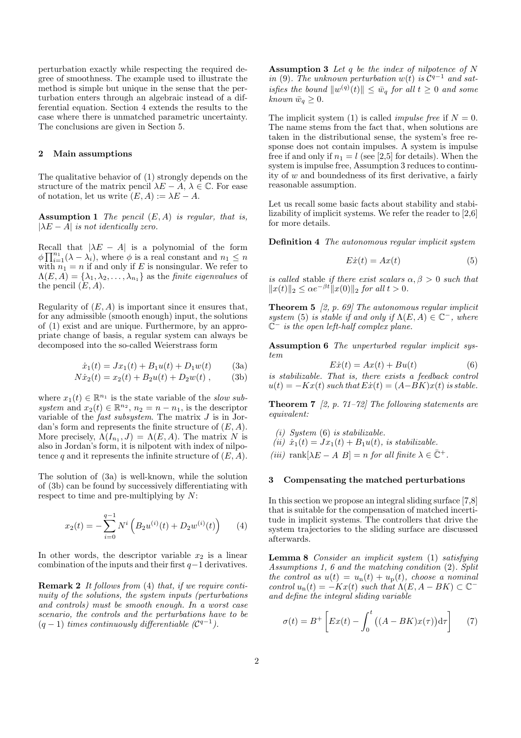perturbation exactly while respecting the required degree of smoothness. The example used to illustrate the method is simple but unique in the sense that the perturbation enters through an algebraic instead of a differential equation. Section 4 extends the results to the case where there is unmatched parametric uncertainty. The conclusions are given in Section 5.

## 2 Main assumptions

The qualitative behavior of (1) strongly depends on the structure of the matrix pencil $\lambda E - A$, $\lambda \in \mathbb{C}$. For ease of notation, let us write $(E, A) := \lambda E - A$.

**Assumption 1** *The pencil $(E, A)$ is regular, that is, $|\lambda E - A|$ is not identically zero.*

Recall that $|\lambda E - A|$ is a polynomial of the form $\phi \prod_{i=1}^{n_1}(\lambda - \lambda_i)$, where $\phi$ is a real constant and $n_1 \leq n$ with $n_1 = n$ if and only if $E$ is nonsingular. We refer to $\Lambda(E, A) = \{\lambda_1, \lambda_2, \ldots, \lambda_{n_1}\}$ as the *finite eigenvalues* of the pencil $(E, A)$.

Regularity of $(E, A)$ is important since it ensures that, for any admissible (smooth enough) input, the solutions of (1) exist and are unique. Furthermore, by an appropriate change of basis, a regular system can always be decomposed into the so-called Weierstrass form

$$\dot{x}_1(t) = Jx_1(t) + B_1u(t) + D_1w(t) \tag{3a}$$

$$N\dot{x}_2(t) = x_2(t) + B_2u(t) + D_2w(t)\ , \tag{3b}$$

where $x_1(t) \in \mathbb{R}^{n_1}$ is the state variable of the *slow subsystem* and $x_2(t) \in \mathbb{R}^{n_2}$, $n_2 = n - n_1$, is the descriptor variable of the *fast subsystem*. The matrix $J$ is in Jordan's form and represents the finite structure of $(E, A)$. More precisely, $\Lambda(I_{n_1}, J) = \Lambda(E, A)$. The matrix $N$ is also in Jordan's form, it is nilpotent with index of nilpotence $q$ and it represents the infinite structure of $(E, A)$.

The solution of (3a) is well-known, while the solution of (3b) can be found by successively differentiating with respect to time and pre-multiplying by $N$:

$$x_2(t) = -\sum_{i=0}^{q-1} N^i \left(B_2u^{(i)}(t) + D_2w^{(i)}(t)\right) \tag{4}$$

In other words, the descriptor variable $x_2$ is a linear combination of the inputs and their first $q-1$ derivatives.

**Remark 2** *It follows from (4) that, if we require continuity of the solutions, the system inputs (perturbations and controls) must be smooth enough. In a worst case scenario, the controls and the perturbations have to be $(q-1)$ times continuously differentiable ($\mathcal{C}^{q-1}$).*

**Assumption 3** *Let $q$ be the index of nilpotence of $N$ in (9). The unknown perturbation $w(t)$ is $\mathcal{C}^{q-1}$ and satisfies the bound $\|w^{(q)}(t)\| \leq \bar{w}_q$ for all $t \geq 0$ and some known $\bar{w}_q \geq 0$.*

The implicit system (1) is called *impulse free* if $N = 0$. The name stems from the fact that, when solutions are taken in the distributional sense, the system's free response does not contain impulses. A system is impulse free if and only if $n_1 = l$ (see [2,5] for details). When the system is impulse free, Assumption 3 reduces to continuity of $w$ and boundedness of its first derivative, a fairly reasonable assumption.

Let us recall some basic facts about stability and stabilizability of implicit systems. We refer the reader to [2,6] for more details.

**Definition 4** *The autonomous regular implicit system*

$$E\dot{x}(t) = Ax(t) \tag{5}$$

*is called* stable *if there exist scalars $\alpha, \beta > 0$ such that $\|x(t)\|_2 \leq \alpha e^{-\beta t}\|x(0)\|_2$ for all $t > 0$.*

**Theorem 5** *[2, p. 69] The autonomous regular implicit system (5) is stable if and only if $\Lambda(E, A) \in \mathbb{C}^-$, where $\mathbb{C}^-$ is the open left-half complex plane.*

**Assumption 6** *The unperturbed regular implicit system*

$$E\dot{x}(t) = Ax(t) + Bu(t) \tag{6}$$

*is stabilizable. That is, there exists a feedback control $u(t) = -Kx(t)$ such that $E\dot{x}(t) = (A - BK)x(t)$ is stable.*

**Theorem 7** *[2, p. 71–72] The following statements are equivalent:*

*(i) System (6) is stabilizable.*
*(ii) $\dot{x}_1(t) = Jx_1(t) + B_1u(t)$, is stabilizable.*
*(iii) $\mathrm{rank}[\lambda E - A\ \ B] = n$ for all finite $\lambda \in \bar{\mathbb{C}}^+$.*

## 3 Compensating the matched perturbations

In this section we propose an integral sliding surface [7,8] that is suitable for the compensation of matched incertitude in implicit systems. The controllers that drive the system trajectories to the sliding surface are discussed afterwards.

**Lemma 8** *Consider an implicit system (1) satisfying Assumptions 1, 6 and the matching condition (2). Split the control as $u(t) = u_\mathrm{n}(t) + u_\mathrm{p}(t)$, choose a nominal control $u_\mathrm{n}(t) = -Kx(t)$ such that $\Lambda(E, A - BK) \subset \mathbb{C}^-$ and define the integral sliding variable*

$$\sigma(t) = B^+ \left[Ex(t) - \int_0^t \big((A - BK)x(\tau)\big)\mathrm{d}\tau\right] \tag{7}$$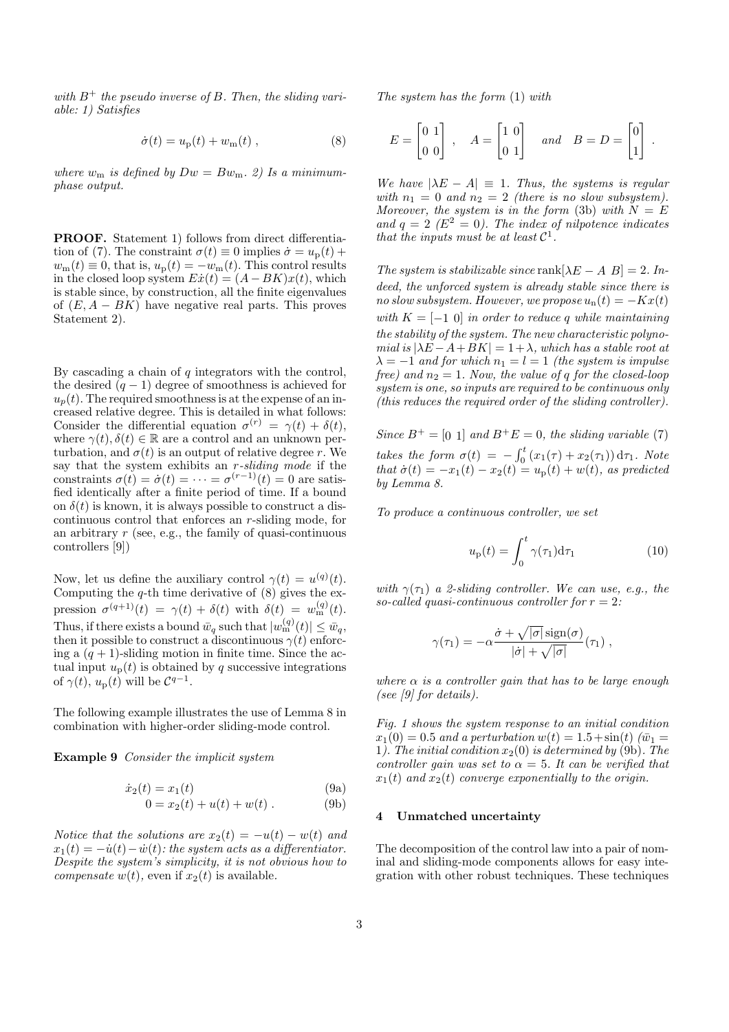with $B^+$ the pseudo inverse of $B$. Then, the sliding variable: 1) Satisfies

$$\dot{\sigma}(t) = u_{\mathrm{p}}(t) + w_{\mathrm{m}}(t) \;, \tag{8}$$

where $w_{\mathrm{m}}$ is defined by $Dw = Bw_{\mathrm{m}}$. 2) Is a minimum-phase output.

**PROOF.** Statement 1) follows from direct differentiation of (7). The constraint $\sigma(t) \equiv 0$ implies $\dot{\sigma} = u_{\mathrm{p}}(t) + w_{\mathrm{m}}(t) \equiv 0$, that is, $u_{\mathrm{p}}(t) = -w_{\mathrm{m}}(t)$. This control results in the closed loop system $E\dot{x}(t) = (A - BK)x(t)$, which is stable since, by construction, all the finite eigenvalues of $(E, A - BK)$ have negative real parts. This proves Statement 2).

By cascading a chain of $q$ integrators with the control, the desired $(q-1)$ degree of smoothness is achieved for $u_p(t)$. The required smoothness is at the expense of an increased relative degree. This is detailed in what follows: Consider the differential equation $\sigma^{(r)} = \gamma(t) + \delta(t)$, where $\gamma(t), \delta(t) \in \mathbb{R}$ are a control and an unknown perturbation, and $\sigma(t)$ is an output of relative degree $r$. We say that the system exhibits an $r$-*sliding mode* if the constraints $\sigma(t) = \dot{\sigma}(t) = \cdots = \sigma^{(r-1)}(t) = 0$ are satisfied identically after a finite period of time. If a bound on $\delta(t)$ is known, it is always possible to construct a discontinuous control that enforces an $r$-sliding mode, for an arbitrary $r$ (see, e.g., the family of quasi-continuous controllers [9])

Now, let us define the auxiliary control $\gamma(t) = u^{(q)}(t)$. Computing the $q$-th time derivative of (8) gives the expression $\sigma^{(q+1)}(t) = \gamma(t) + \delta(t)$ with $\delta(t) = w_{\mathrm{m}}^{(q)}(t)$. Thus, if there exists a bound $\bar{w}_q$ such that $|w_{\mathrm{m}}^{(q)}(t)| \leq \bar{w}_q$, then it possible to construct a discontinuous $\gamma(t)$ enforcing a $(q+1)$-sliding motion in finite time. Since the actual input $u_{\mathrm{p}}(t)$ is obtained by $q$ successive integrations of $\gamma(t)$, $u_{\mathrm{p}}(t)$ will be $\mathcal{C}^{q-1}$.

The following example illustrates the use of Lemma 8 in combination with higher-order sliding-mode control.

**Example 9** *Consider the implicit system*

$$\dot{x}_2(t) = x_1(t) \tag{9a}$$
$$0 = x_2(t) + u(t) + w(t) \;. \tag{9b}$$

*Notice that the solutions are $x_2(t) = -u(t) - w(t)$ and $x_1(t) = -\dot{u}(t) - \dot{w}(t)$: the system acts as a differentiator. Despite the system's simplicity, it is not obvious how to compensate $w(t)$, even if $x_2(t)$ is available.*

*The system has the form* (1) *with*

$$E = \begin{bmatrix} 0 & 1 \\ 0 & 0 \end{bmatrix} \;, \quad A = \begin{bmatrix} 1 & 0 \\ 0 & 1 \end{bmatrix} \quad \text{and} \quad B = D = \begin{bmatrix} 0 \\ 1 \end{bmatrix} \;.$$

*We have $|\lambda E - A| \equiv 1$. Thus, the systems is regular with $n_1 = 0$ and $n_2 = 2$ (there is no slow subsystem). Moreover, the system is in the form* (3b) *with $N = E$ and $q = 2$ ($E^2 = 0$). The index of nilpotence indicates that the inputs must be at least $\mathcal{C}^1$.*

*The system is stabilizable since $\operatorname{rank}[\lambda E - A \;\; B] = 2$. Indeed, the unforced system is already stable since there is no slow subsystem. However, we propose $u_{\mathrm{n}}(t) = -Kx(t)$ with $K = [-1 \;\; 0]$ in order to reduce $q$ while maintaining the stability of the system. The new characteristic polynomial is $|\lambda E - A + BK| = 1 + \lambda$, which has a stable root at $\lambda = -1$ and for which $n_1 = l = 1$ (the system is impulse free) and $n_2 = 1$. Now, the value of $q$ for the closed-loop system is one, so inputs are required to be continuous only (this reduces the required order of the sliding controller).*

*Since $B^+ = [0 \;\; 1]$ and $B^+E = 0$, the sliding variable* (7) *takes the form $\sigma(t) = -\int_0^t (x_1(\tau) + x_2(\tau_1))\,\mathrm{d}\tau_1$. Note that $\dot{\sigma}(t) = -x_1(t) - x_2(t) = u_{\mathrm{p}}(t) + w(t)$, as predicted by Lemma 8.*

*To produce a continuous controller, we set*

$$u_{\mathrm{p}}(t) = \int_0^t \gamma(\tau_1)\mathrm{d}\tau_1 \tag{10}$$

*with $\gamma(\tau_1)$ a 2-sliding controller. We can use, e.g., the so-called quasi-continuous controller for $r = 2$:*

$$\gamma(\tau_1) = -\alpha \frac{\dot{\sigma} + \sqrt{|\sigma|}\,\mathrm{sign}(\sigma)}{|\dot{\sigma}| + \sqrt{|\sigma|}}(\tau_1) \;,$$

*where $\alpha$ is a controller gain that has to be large enough (see [9] for details).*

*Fig. 1 shows the system response to an initial condition $x_1(0) = 0.5$ and a perturbation $w(t) = 1.5 + \sin(t)$ ($\bar{w}_1 = 1$). The initial condition $x_2(0)$ is determined by* (9b)*. The controller gain was set to $\alpha = 5$. It can be verified that $x_1(t)$ and $x_2(t)$ converge exponentially to the origin.*

## 4 Unmatched uncertainty

The decomposition of the control law into a pair of nominal and sliding-mode components allows for easy integration with other robust techniques. These techniques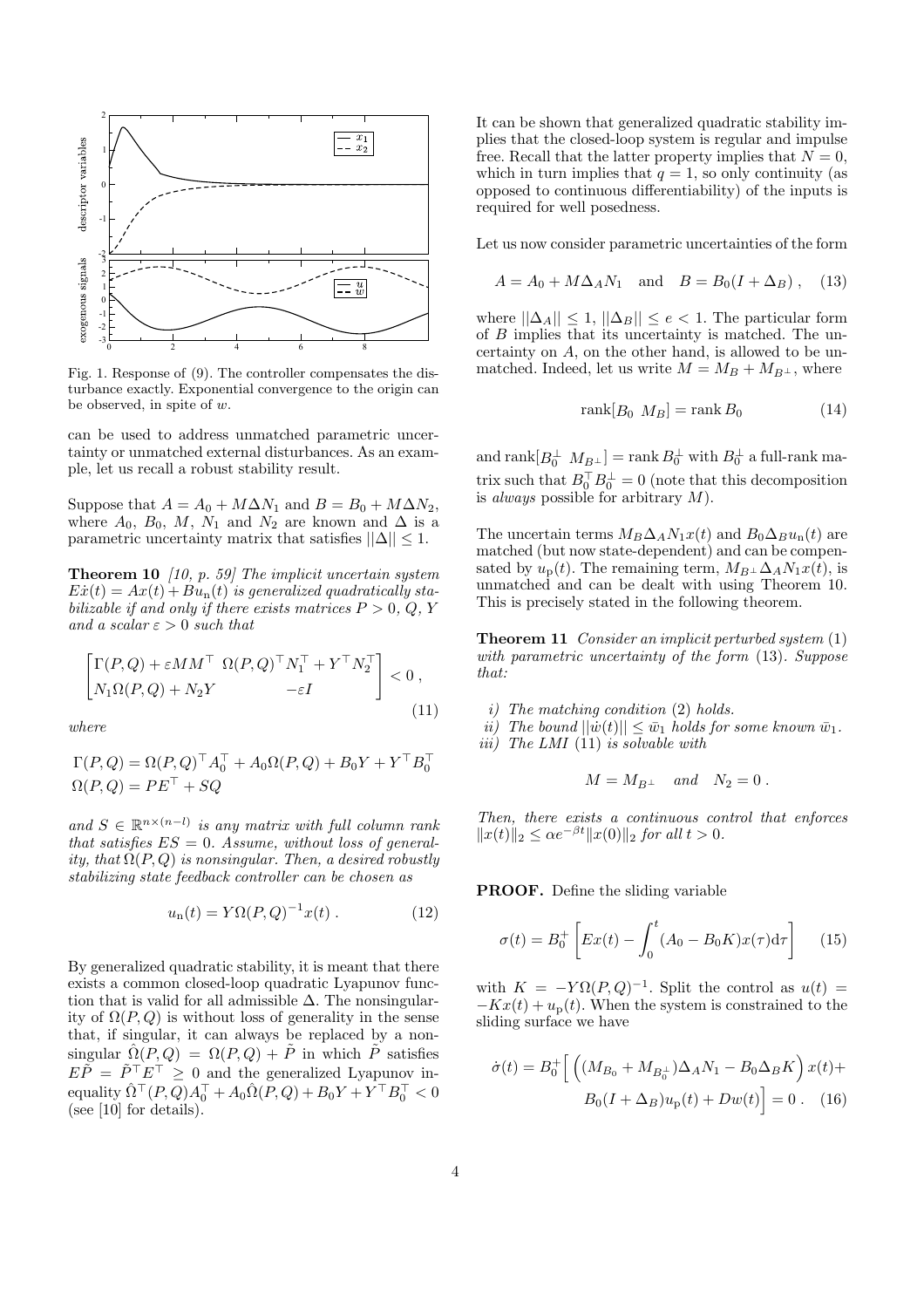descriptor variables

2
1
0
-1
-2

$x_1$
$x_2$

exogenous signals

3
2
1
0
-1
-2
-3

$u$
$w$

0 2 4 6 8

Fig. 1. Response of (9). The controller compensates the disturbance exactly. Exponential convergence to the origin can be observed, in spite of $w$.

can be used to address unmatched parametric uncertainty or unmatched external disturbances. As an example, let us recall a robust stability result.

Suppose that $A = A_0 + M\Delta N_1$ and $B = B_0 + M\Delta N_2$, where $A_0$, $B_0$, $M$, $N_1$ and $N_2$ are known and $\Delta$ is a parametric uncertainty matrix that satisfies $||\Delta|| \le 1$.

**Theorem 10** *[10, p. 59] The implicit uncertain system $E\dot{x}(t) = Ax(t) + Bu_{\text{n}}(t)$ is generalized quadratically stabilizable if and only if there exists matrices $P > 0$, $Q$, $Y$ and a scalar $\varepsilon > 0$ such that*

$$
\begin{bmatrix} \Gamma(P,Q) + \varepsilon MM^\top & \Omega(P,Q)^\top N_1^\top + Y^\top N_2^\top \\ N_1\Omega(P,Q) + N_2 Y & -\varepsilon I \end{bmatrix} < 0\,, \tag{11}
$$

*where*

$$
\Gamma(P,Q) = \Omega(P,Q)^\top A_0^\top + A_0\Omega(P,Q) + B_0 Y + Y^\top B_0^\top
$$
$$
\Omega(P,Q) = PE^\top + SQ
$$

*and $S \in \mathbb{R}^{n\times(n-l)}$ is any matrix with full column rank that satisfies $ES = 0$. Assume, without loss of generality, that $\Omega(P,Q)$ is nonsingular. Then, a desired robustly stabilizing state feedback controller can be chosen as*

$$
u_{\text{n}}(t) = Y\Omega(P,Q)^{-1}x(t)\,. \tag{12}
$$

By generalized quadratic stability, it is meant that there exists a common closed-loop quadratic Lyapunov function that is valid for all admissible $\Delta$. The nonsingularity of $\Omega(P,Q)$ is without loss of generality in the sense that, if singular, it can always be replaced by a nonsingular $\hat{\Omega}(P,Q) = \Omega(P,Q) + \tilde{P}$ in which $\tilde{P}$ satisfies $E\tilde{P} = \tilde{P}^\top E^\top \ge 0$ and the generalized Lyapunov inequality $\hat{\Omega}^\top(P,Q)A_0^\top + A_0\hat{\Omega}(P,Q) + B_0Y + Y^\top B_0^\top < 0$ (see [10] for details).

It can be shown that generalized quadratic stability implies that the closed-loop system is regular and impulse free. Recall that the latter property implies that $N = 0$, which in turn implies that $q = 1$, so only continuity (as opposed to continuous differentiability) of the inputs is required for well posedness.

Let us now consider parametric uncertainties of the form

$$
A = A_0 + M\Delta_A N_1 \quad \text{and} \quad B = B_0(I + \Delta_B)\,, \tag{13}
$$

where $||\Delta_A|| \le 1$, $||\Delta_B|| \le e < 1$. The particular form of $B$ implies that its uncertainty is matched. The uncertainty on $A$, on the other hand, is allowed to be unmatched. Indeed, let us write $M = M_B + M_{B^\perp}$, where

$$
\operatorname{rank}[B_0 \;\; M_B] = \operatorname{rank} B_0 \tag{14}
$$

and $\operatorname{rank}[B_0^\perp \;\; M_{B^\perp}] = \operatorname{rank} B_0^\perp$ with $B_0^\perp$ a full-rank matrix such that $B_0^\top B_0^\perp = 0$ (note that this decomposition is *always* possible for arbitrary $M$).

The uncertain terms $M_B\Delta_A N_1 x(t)$ and $B_0\Delta_B u_{\text{n}}(t)$ are matched (but now state-dependent) and can be compensated by $u_{\text{p}}(t)$. The remaining term, $M_{B^\perp}\Delta_A N_1 x(t)$, is unmatched and can be dealt with using Theorem 10. This is precisely stated in the following theorem.

**Theorem 11** *Consider an implicit perturbed system (1) with parametric uncertainty of the form (13). Suppose that:*

*i) The matching condition (2) holds.*
*ii) The bound $||\dot{w}(t)|| \le \bar{w}_1$ holds for some known $\bar{w}_1$.*
*iii) The LMI (11) is solvable with*

$$
M = M_{B^\perp} \quad \text{and} \quad N_2 = 0\,.
$$

*Then, there exists a continuous control that enforces $\|x(t)\|_2 \le \alpha e^{-\beta t}\|x(0)\|_2$ for all $t > 0$.*

**PROOF.** Define the sliding variable

$$
\sigma(t) = B_0^+\left[Ex(t) - \int_0^t (A_0 - B_0 K)x(\tau)\mathrm{d}\tau\right] \tag{15}
$$

with $K = -Y\Omega(P,Q)^{-1}$. Split the control as $u(t) = -Kx(t) + u_{\text{p}}(t)$. When the system is constrained to the sliding surface we have

$$
\dot{\sigma}(t) = B_0^+\Big[\Big((M_{B_0} + M_{B_0^\perp})\Delta_A N_1 - B_0\Delta_B K\Big)x(t) + B_0(I + \Delta_B)u_{\text{p}}(t) + Dw(t)\Big] = 0\,. \tag{16}
$$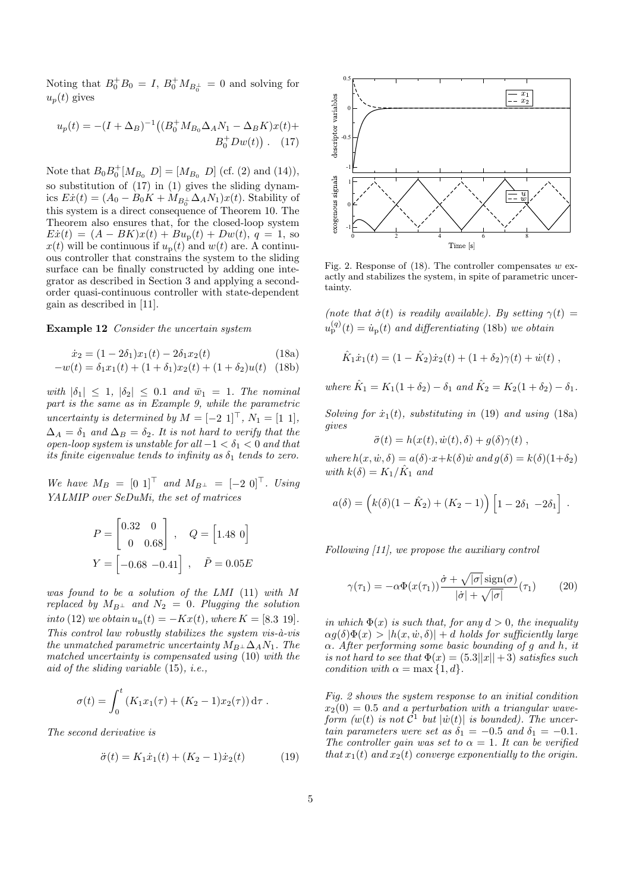Noting that $B_0^+ B_0 = I$, $B_0^+ M_{B_0^\perp} = 0$ and solving for $u_p(t)$ gives

$$u_p(t) = -(I + \Delta_B)^{-1}\big((B_0^+ M_{B_0}\Delta_A N_1 - \Delta_B K)x(t) + B_0^+ D w(t)\big) . \quad (17)$$

Note that $B_0 B_0^+ [M_{B_0}\ D] = [M_{B_0}\ D]$ (cf. (2) and (14)), so substitution of (17) in (1) gives the sliding dynamics $E\dot{x}(t) = (A_0 - B_0 K + M_{B_0^\perp}\Delta_A N_1)x(t)$. Stability of this system is a direct consequence of Theorem 10. The Theorem also ensures that, for the closed-loop system $E\dot{x}(t) = (A - BK)x(t) + Bu_{\rm p}(t) + Dw(t)$, $q = 1$, so $x(t)$ will be continuous if $u_{\rm p}(t)$ and $w(t)$ are. A continuous controller that constrains the system to the sliding surface can be finally constructed by adding one integrator as described in Section 3 and applying a second-order quasi-continuous controller with state-dependent gain as described in [11].

**Example 12** *Consider the uncertain system*

$$\dot{x}_2 = (1 - 2\delta_1)x_1(t) - 2\delta_1 x_2(t) \quad (18a)$$
$$-w(t) = \delta_1 x_1(t) + (1 + \delta_1)x_2(t) + (1 + \delta_2)u(t) \quad (18b)$$

*with $|\delta_1| \leq 1$, $|\delta_2| \leq 0.1$ and $\bar{w}_1 = 1$. The nominal part is the same as in Example 9, while the parametric uncertainty is determined by $M = [-2\ 1]^\top$, $N_1 = [1\ 1]$, $\Delta_A = \delta_1$ and $\Delta_B = \delta_2$. It is not hard to verify that the open-loop system is unstable for all $-1 < \delta_1 < 0$ and that its finite eigenvalue tends to infinity as $\delta_1$ tends to zero.*

*We have $M_B = [0\ 1]^\top$ and $M_{B^\perp} = [-2\ 0]^\top$. Using YALMIP over SeDuMi, the set of matrices*

$$P = \begin{bmatrix} 0.32 & 0 \\ 0 & 0.68 \end{bmatrix} , \quad Q = \begin{bmatrix} 1.48 & 0 \end{bmatrix}$$
$$Y = \begin{bmatrix} -0.68 & -0.41 \end{bmatrix} , \quad \tilde{P} = 0.05E$$

*was found to be a solution of the LMI (11) with $M$ replaced by $M_{B^\perp}$ and $N_2 = 0$. Plugging the solution into (12) we obtain $u_{\rm n}(t) = -Kx(t)$, where $K = [8.3\ 19]$. This control law robustly stabilizes the system vis-à-vis the unmatched parametric uncertainty $M_{B^\perp}\Delta_A N_1$. The matched uncertainty is compensated using (10) with the aid of the sliding variable (15), i.e.,*

$$\sigma(t) = \int_0^t (K_1 x_1(\tau) + (K_2 - 1)x_2(\tau))\, d\tau .$$

*The second derivative is*

$$\ddot{\sigma}(t) = K_1\dot{x}_1(t) + (K_2 - 1)\dot{x}_2(t) \quad (19)$$

0.5
0
-0.5
-1
descriptor variables
$x_1$
$x_2$
1
0
-1
exogenous signals
$u$
$w$
0
2
4
6
8
Time [s]

Fig. 2. Response of (18). The controller compensates $w$ exactly and stabilizes the system, in spite of parametric uncertainty.

*(note that $\dot{\sigma}(t)$ is readily available). By setting $\gamma(t) = u_{\rm p}^{(q)}(t) = \dot{u}_{\rm p}(t)$ and differentiating (18b) we obtain*

$$\hat{K}_1\dot{x}_1(t) = (1 - \hat{K}_2)\dot{x}_2(t) + (1 + \delta_2)\gamma(t) + \dot{w}(t) ,$$

*where $\hat{K}_1 = K_1(1 + \delta_2) - \delta_1$ and $\hat{K}_2 = K_2(1 + \delta_2) - \delta_1$.*

*Solving for $\dot{x}_1(t)$, substituting in (19) and using (18a) gives*

$$\ddot{\sigma}(t) = h(x(t), \dot{w}(t), \delta) + g(\delta)\gamma(t) ,$$

*where $h(x, \dot{w}, \delta) = a(\delta)\cdot x + k(\delta)\dot{w}$ and $g(\delta) = k(\delta)(1+\delta_2)$ with $k(\delta) = K_1/\hat{K}_1$ and*

$$a(\delta) = \Big(k(\delta)(1 - \hat{K}_2) + (K_2 - 1)\Big)\begin{bmatrix} 1 - 2\delta_1 & -2\delta_1 \end{bmatrix} .$$

*Following [11], we propose the auxiliary control*

$$\gamma(\tau_1) = -\alpha\Phi(x(\tau_1))\frac{\dot{\sigma} + \sqrt{|\sigma|}\,\mathrm{sign}(\sigma)}{|\dot{\sigma}| + \sqrt{|\sigma|}}(\tau_1) \quad (20)$$

*in which $\Phi(x)$ is such that, for any $d > 0$, the inequality $\alpha g(\delta)\Phi(x) > |h(x, \dot{w}, \delta)| + d$ holds for sufficiently large $\alpha$. After performing some basic bounding of $g$ and $h$, it is not hard to see that $\Phi(x) = (5.3\|x\| + 3)$ satisfies such condition with $\alpha = \max\{1, d\}$.*

*Fig. 2 shows the system response to an initial condition $x_2(0) = 0.5$ and a perturbation with a triangular waveform ($w(t)$ is not $\mathcal{C}^1$ but $|\dot{w}(t)|$ is bounded). The uncertain parameters were set as $\delta_1 = -0.5$ and $\delta_1 = -0.1$. The controller gain was set to $\alpha = 1$. It can be verified that $x_1(t)$ and $x_2(t)$ converge exponentially to the origin.*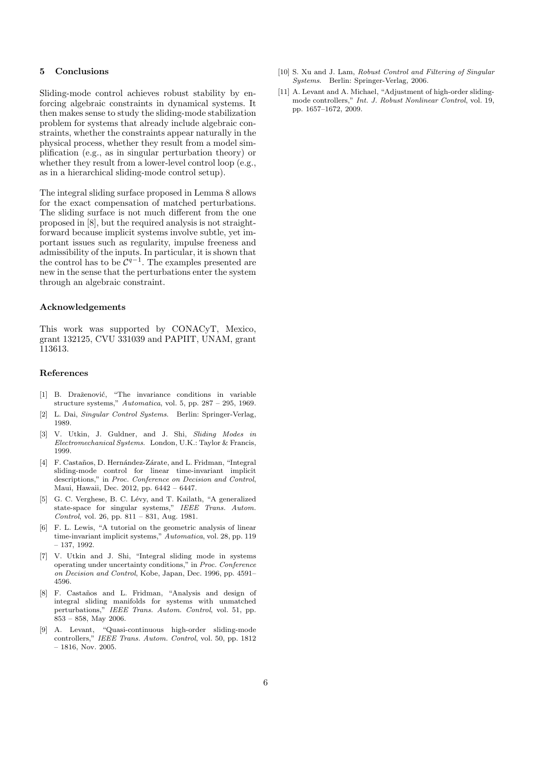## 5 Conclusions

Sliding-mode control achieves robust stability by enforcing algebraic constraints in dynamical systems. It then makes sense to study the sliding-mode stabilization problem for systems that already include algebraic constraints, whether the constraints appear naturally in the physical process, whether they result from a model simplification (e.g., as in singular perturbation theory) or whether they result from a lower-level control loop (e.g., as in a hierarchical sliding-mode control setup).

The integral sliding surface proposed in Lemma 8 allows for the exact compensation of matched perturbations. The sliding surface is not much different from the one proposed in [8], but the required analysis is not straightforward because implicit systems involve subtle, yet important issues such as regularity, impulse freeness and admissibility of the inputs. In particular, it is shown that the control has to be $\mathcal{C}^{q-1}$. The examples presented are new in the sense that the perturbations enter the system through an algebraic constraint.

### Acknowledgements

This work was supported by CONACyT, Mexico, grant 132125, CVU 331039 and PAPIIT, UNAM, grant 113613.

### References

[1] B. Draženović, "The invariance conditions in variable structure systems," *Automatica*, vol. 5, pp. 287 – 295, 1969.

[2] L. Dai, *Singular Control Systems.* Berlin: Springer-Verlag, 1989.

[3] V. Utkin, J. Guldner, and J. Shi, *Sliding Modes in Electromechanical Systems.* London, U.K.: Taylor & Francis, 1999.

[4] F. Castaños, D. Hernández-Zárate, and L. Fridman, "Integral sliding-mode control for linear time-invariant implicit descriptions," in *Proc. Conference on Decision and Control*, Maui, Hawaii, Dec. 2012, pp. 6442 – 6447.

[5] G. C. Verghese, B. C. Lévy, and T. Kailath, "A generalized state-space for singular systems," *IEEE Trans. Autom. Control*, vol. 26, pp. 811 – 831, Aug. 1981.

[6] F. L. Lewis, "A tutorial on the geometric analysis of linear time-invariant implicit systems," *Automatica*, vol. 28, pp. 119 – 137, 1992.

[7] V. Utkin and J. Shi, "Integral sliding mode in systems operating under uncertainty conditions," in *Proc. Conference on Decision and Control*, Kobe, Japan, Dec. 1996, pp. 4591–4596.

[8] F. Castaños and L. Fridman, "Analysis and design of integral sliding manifolds for systems with unmatched perturbations," *IEEE Trans. Autom. Control*, vol. 51, pp. 853 – 858, May 2006.

[9] A. Levant, "Quasi-continuous high-order sliding-mode controllers," *IEEE Trans. Autom. Control*, vol. 50, pp. 1812 – 1816, Nov. 2005.

[10] S. Xu and J. Lam, *Robust Control and Filtering of Singular Systems.* Berlin: Springer-Verlag, 2006.

[11] A. Levant and A. Michael, "Adjustment of high-order sliding-mode controllers," *Int. J. Robust Nonlinear Control*, vol. 19, pp. 1657–1672, 2009.